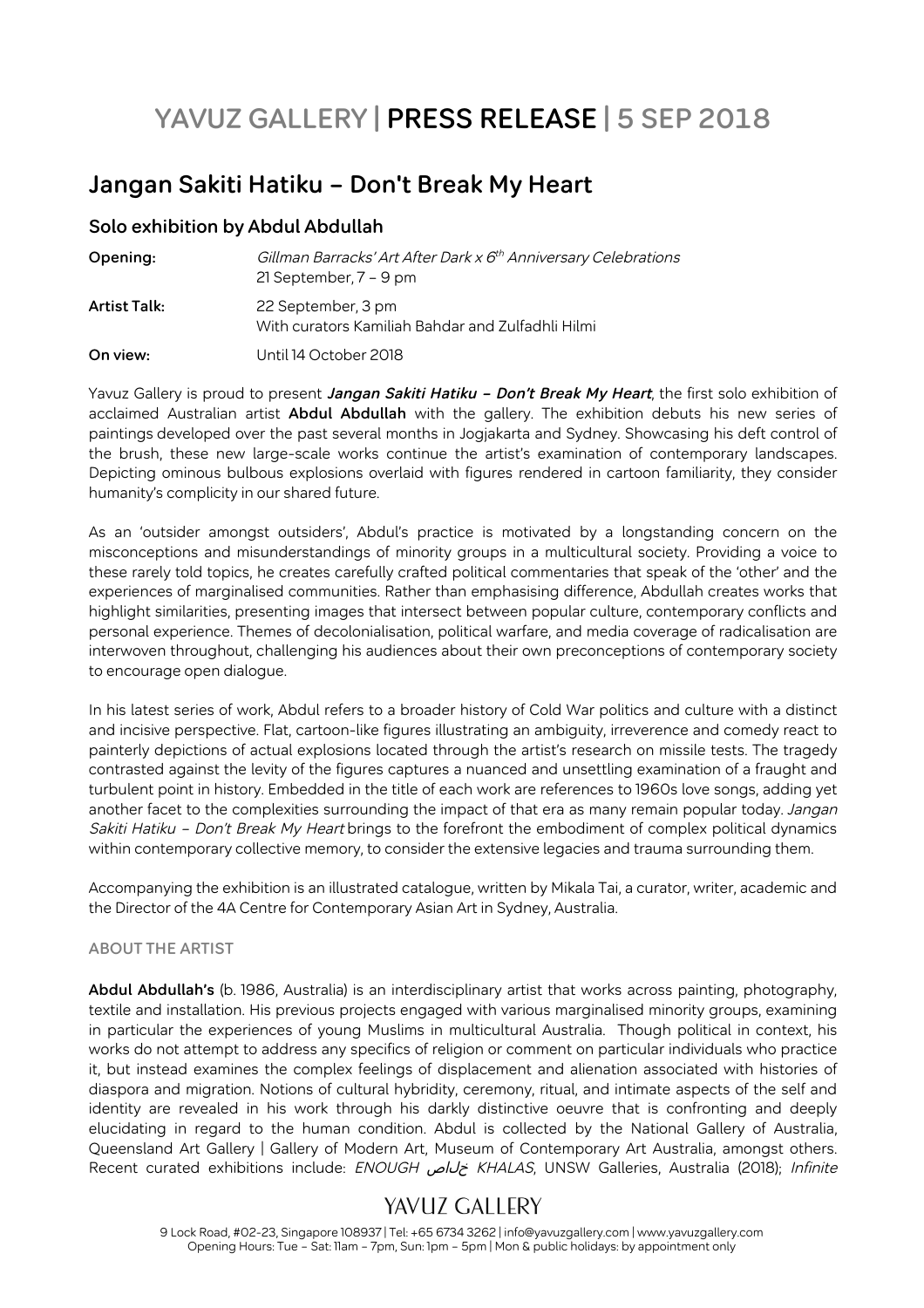# YAVUZ GALLERY | PRESS RELEASE | 5 SEP 2018

## Jangan Sakiti Hatiku – Don't Break My Heart

### Solo exhibition by Abdul Abdullah

| | |
|---|---|
| **Opening:** | *Gillman Barracks' Art After Dark x 6th Anniversary Celebrations* 21 September, 7 – 9 pm |
| **Artist Talk:** | 22 September, 3 pm With curators Kamiliah Bahdar and Zulfadhli Hilmi |
| **On view:** | Until 14 October 2018 |

Yavuz Gallery is proud to present ***Jangan Sakiti Hatiku – Don't Break My Heart***, the first solo exhibition of acclaimed Australian artist **Abdul Abdullah** with the gallery. The exhibition debuts his new series of paintings developed over the past several months in Jogjakarta and Sydney. Showcasing his deft control of the brush, these new large-scale works continue the artist's examination of contemporary landscapes. Depicting ominous bulbous explosions overlaid with figures rendered in cartoon familiarity, they consider humanity's complicity in our shared future.

As an 'outsider amongst outsiders', Abdul's practice is motivated by a longstanding concern on the misconceptions and misunderstandings of minority groups in a multicultural society. Providing a voice to these rarely told topics, he creates carefully crafted political commentaries that speak of the 'other' and the experiences of marginalised communities. Rather than emphasising difference, Abdullah creates works that highlight similarities, presenting images that intersect between popular culture, contemporary conflicts and personal experience. Themes of decolonialisation, political warfare, and media coverage of radicalisation are interwoven throughout, challenging his audiences about their own preconceptions of contemporary society to encourage open dialogue.

In his latest series of work, Abdul refers to a broader history of Cold War politics and culture with a distinct and incisive perspective. Flat, cartoon-like figures illustrating an ambiguity, irreverence and comedy react to painterly depictions of actual explosions located through the artist's research on missile tests. The tragedy contrasted against the levity of the figures captures a nuanced and unsettling examination of a fraught and turbulent point in history. Embedded in the title of each work are references to 1960s love songs, adding yet another facet to the complexities surrounding the impact of that era as many remain popular today. *Jangan Sakiti Hatiku – Don't Break My Heart* brings to the forefront the embodiment of complex political dynamics within contemporary collective memory, to consider the extensive legacies and trauma surrounding them.

Accompanying the exhibition is an illustrated catalogue, written by Mikala Tai, a curator, writer, academic and the Director of the 4A Centre for Contemporary Asian Art in Sydney, Australia.

#### ABOUT THE ARTIST

**Abdul Abdullah's** (b. 1986, Australia) is an interdisciplinary artist that works across painting, photography, textile and installation. His previous projects engaged with various marginalised minority groups, examining in particular the experiences of young Muslims in multicultural Australia. Though political in context, his works do not attempt to address any specifics of religion or comment on particular individuals who practice it, but instead examines the complex feelings of displacement and alienation associated with histories of diaspora and migration. Notions of cultural hybridity, ceremony, ritual, and intimate aspects of the self and identity are revealed in his work through his darkly distinctive oeuvre that is confronting and deeply elucidating in regard to the human condition. Abdul is collected by the National Gallery of Australia, Queensland Art Gallery | Gallery of Modern Art, Museum of Contemporary Art Australia, amongst others. Recent curated exhibitions include: *ENOUGH خلاص KHALAS*, UNSW Galleries, Australia (2018); *Infinite*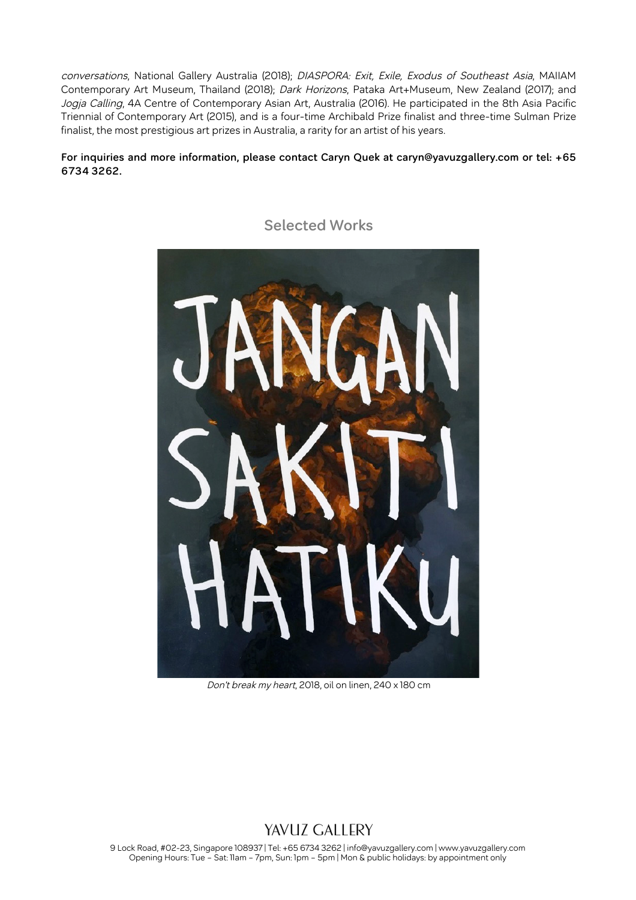*conversations*, National Gallery Australia (2018); *DIASPORA: Exit, Exile, Exodus of Southeast Asia*, MAIIAM Contemporary Art Museum, Thailand (2018); *Dark Horizons*, Pataka Art+Museum, New Zealand (2017); and *Jogja Calling*, 4A Centre of Contemporary Asian Art, Australia (2016). He participated in the 8th Asia Pacific Triennial of Contemporary Art (2015), and is a four-time Archibald Prize finalist and three-time Sulman Prize finalist, the most prestigious art prizes in Australia, a rarity for an artist of his years.

**For inquiries and more information, please contact Caryn Quek at caryn@yavuzgallery.com or tel: +65 6734 3262.**

## Selected Works

*Don't break my heart*, 2018, oil on linen, 240 x 180 cm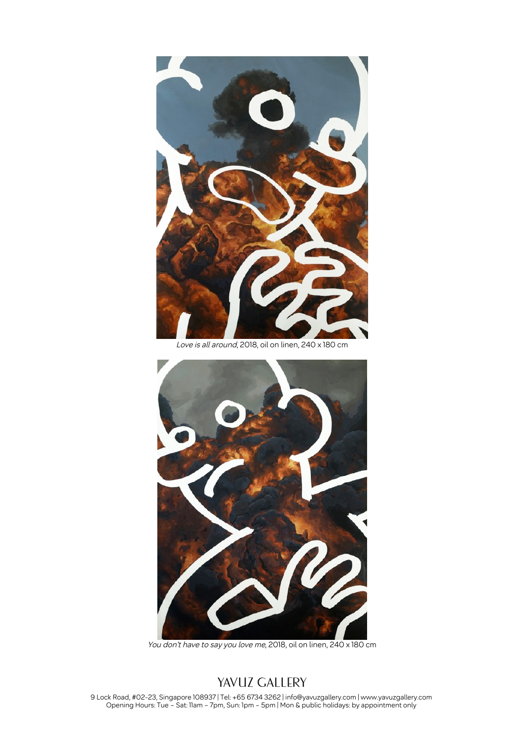*Love is all around*, 2018, oil on linen, 240 x 180 cm

*You don't have to say you love me*, 2018, oil on linen, 240 x 180 cm

YAVUZ GALLERY

9 Lock Road, #02-23, Singapore 108937 | Tel: +65 6734 3262 | info@yavuzgallery.com | www.yavuzgallery.com
Opening Hours: Tue – Sat: 11am – 7pm, Sun: 1pm – 5pm | Mon & public holidays: by appointment only